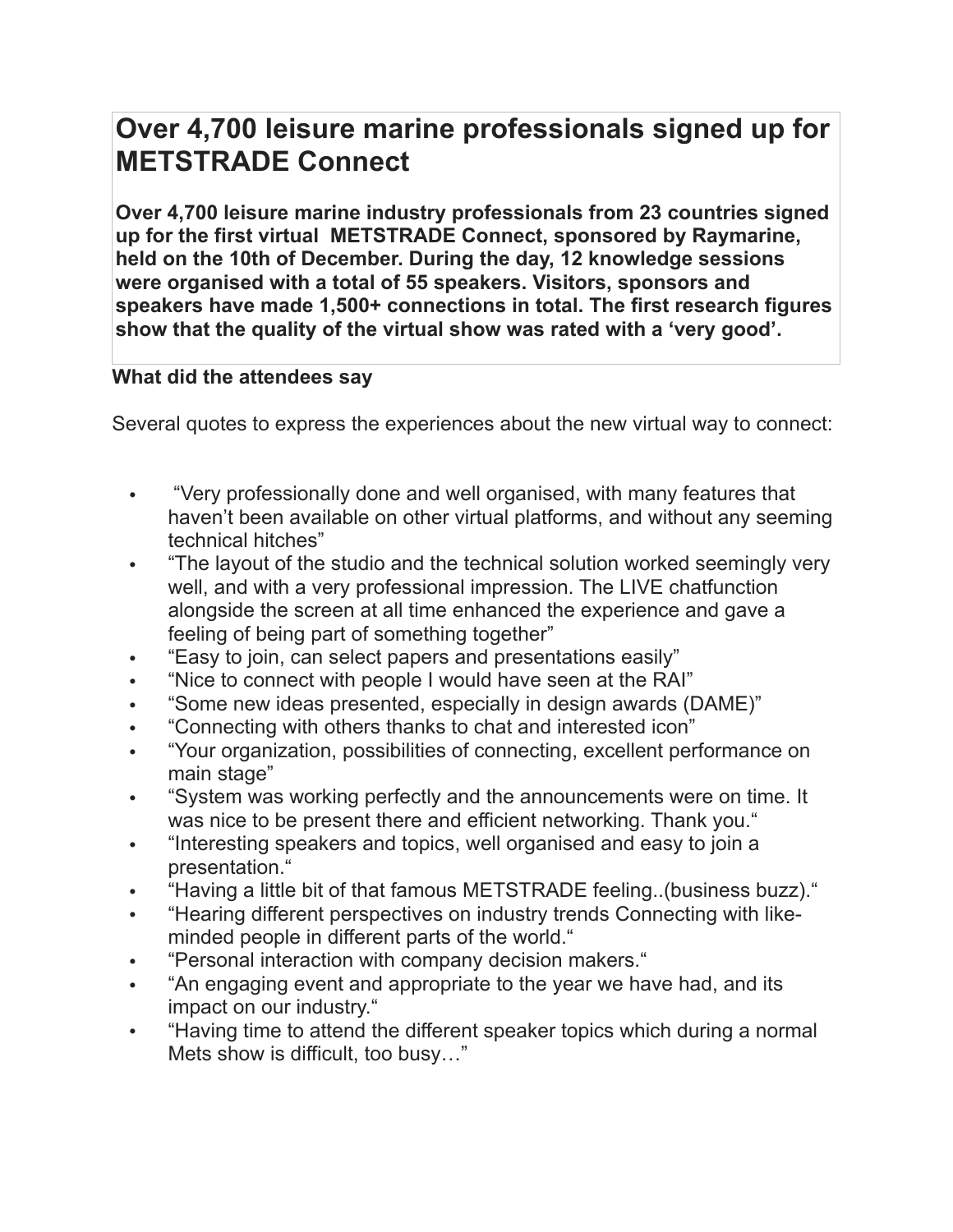# Over 4,700 leisure marine professionals signed up for METSTRADE Connect

**Over 4,700 leisure marine industry professionals from 23 countries signed up for the first virtual METSTRADE Connect, sponsored by Raymarine, held on the 10th of December. During the day, 12 knowledge sessions were organised with a total of 55 speakers. Visitors, sponsors and speakers have made 1,500+ connections in total. The first research figures show that the quality of the virtual show was rated with a 'very good'.**

**What did the attendees say**

Several quotes to express the experiences about the new virtual way to connect:

- "Very professionally done and well organised, with many features that haven't been available on other virtual platforms, and without any seeming technical hitches"
- "The layout of the studio and the technical solution worked seemingly very well, and with a very professional impression. The LIVE chatfunction alongside the screen at all time enhanced the experience and gave a feeling of being part of something together"
- "Easy to join, can select papers and presentations easily"
- "Nice to connect with people I would have seen at the RAI"
- "Some new ideas presented, especially in design awards (DAME)"
- "Connecting with others thanks to chat and interested icon"
- "Your organization, possibilities of connecting, excellent performance on main stage"
- "System was working perfectly and the announcements were on time. It was nice to be present there and efficient networking. Thank you."
- "Interesting speakers and topics, well organised and easy to join a presentation."
- "Having a little bit of that famous METSTRADE feeling..(business buzz)."
- "Hearing different perspectives on industry trends Connecting with like-minded people in different parts of the world."
- "Personal interaction with company decision makers."
- "An engaging event and appropriate to the year we have had, and its impact on our industry."
- "Having time to attend the different speaker topics which during a normal Mets show is difficult, too busy…"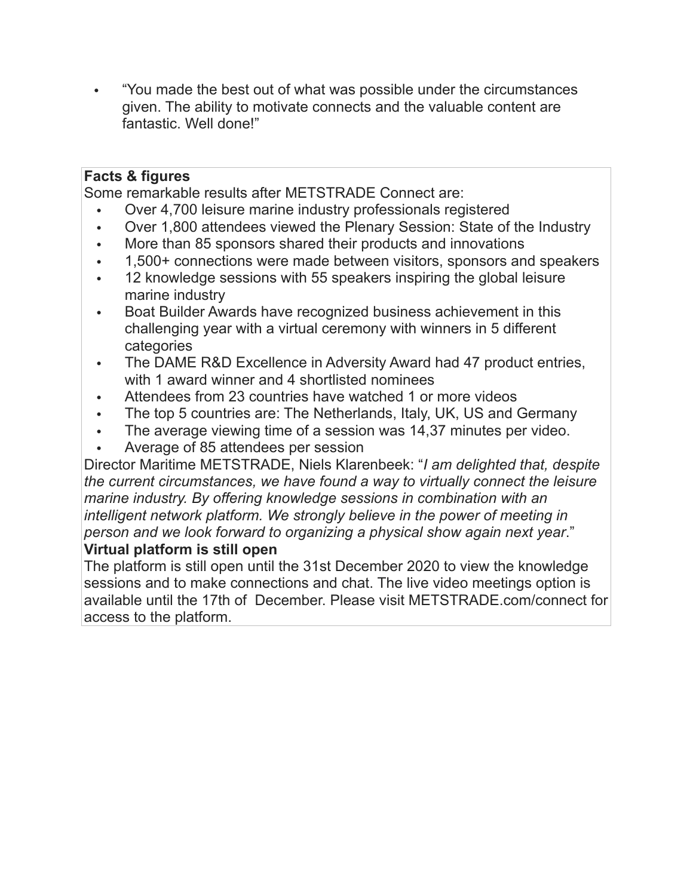- "You made the best out of what was possible under the circumstances given. The ability to motivate connects and the valuable content are fantastic. Well done!"

**Facts & figures**

Some remarkable results after METSTRADE Connect are:

- Over 4,700 leisure marine industry professionals registered
- Over 1,800 attendees viewed the Plenary Session: State of the Industry
- More than 85 sponsors shared their products and innovations
- 1,500+ connections were made between visitors, sponsors and speakers
- 12 knowledge sessions with 55 speakers inspiring the global leisure marine industry
- Boat Builder Awards have recognized business achievement in this challenging year with a virtual ceremony with winners in 5 different categories
- The DAME R&D Excellence in Adversity Award had 47 product entries, with 1 award winner and 4 shortlisted nominees
- Attendees from 23 countries have watched 1 or more videos
- The top 5 countries are: The Netherlands, Italy, UK, US and Germany
- The average viewing time of a session was 14,37 minutes per video.
- Average of 85 attendees per session

Director Maritime METSTRADE, Niels Klarenbeek: "*I am delighted that, despite the current circumstances, we have found a way to virtually connect the leisure marine industry. By offering knowledge sessions in combination with an intelligent network platform. We strongly believe in the power of meeting in person and we look forward to organizing a physical show again next year*."

**Virtual platform is still open**

The platform is still open until the 31st December 2020 to view the knowledge sessions and to make connections and chat. The live video meetings option is available until the 17th of December. Please visit METSTRADE.com/connect for access to the platform.